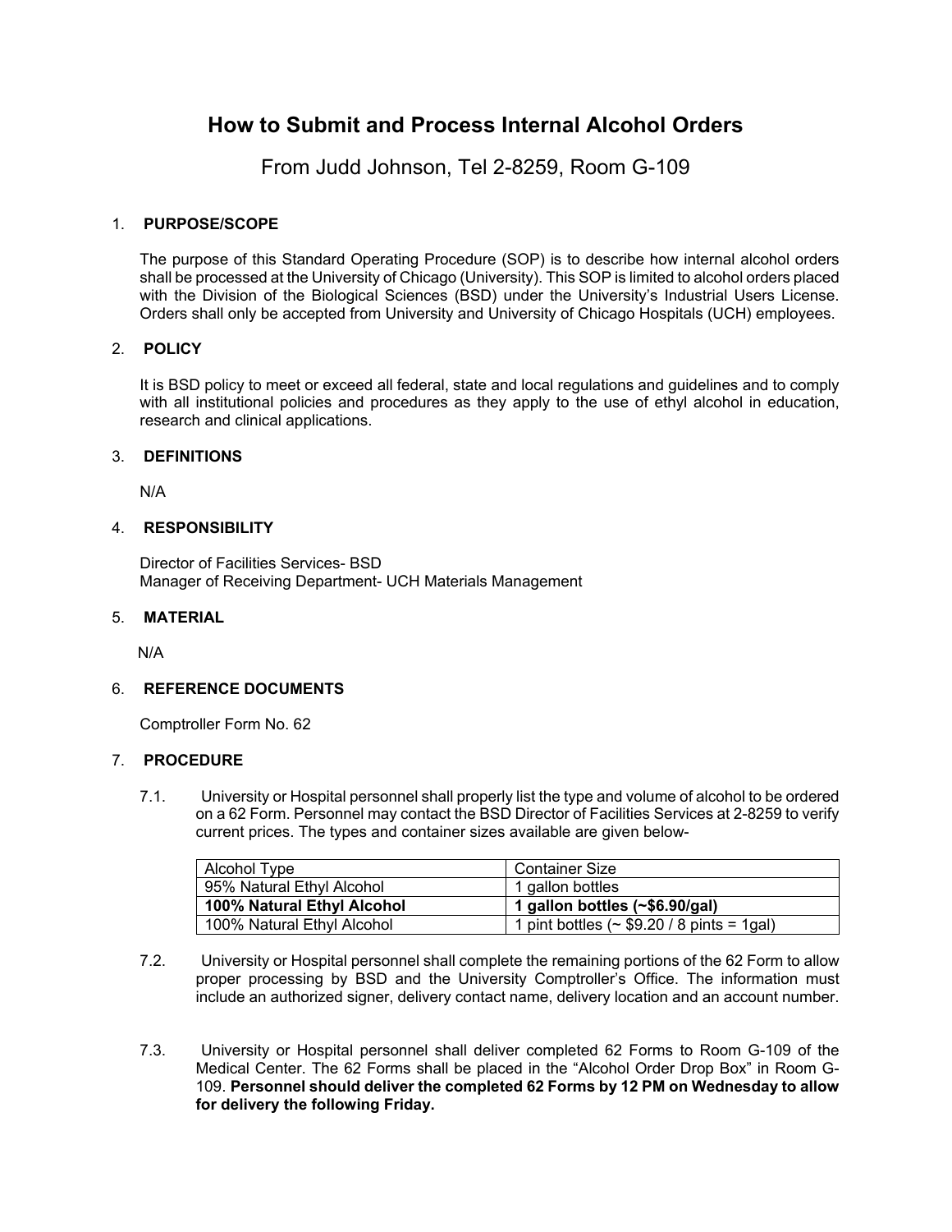# How to Submit and Process Internal Alcohol Orders

From Judd Johnson, Tel 2-8259, Room G-109

## 1. PURPOSE/SCOPE

The purpose of this Standard Operating Procedure (SOP) is to describe how internal alcohol orders shall be processed at the University of Chicago (University). This SOP is limited to alcohol orders placed with the Division of the Biological Sciences (BSD) under the University's Industrial Users License. Orders shall only be accepted from University and University of Chicago Hospitals (UCH) employees.

## 2. POLICY

It is BSD policy to meet or exceed all federal, state and local regulations and guidelines and to comply with all institutional policies and procedures as they apply to the use of ethyl alcohol in education, research and clinical applications.

## 3. DEFINITIONS

N/A

## 4. RESPONSIBILITY

Director of Facilities Services- BSD
Manager of Receiving Department- UCH Materials Management

## 5. MATERIAL

N/A

## 6. REFERENCE DOCUMENTS

Comptroller Form No. 62

## 7. PROCEDURE

7.1. University or Hospital personnel shall properly list the type and volume of alcohol to be ordered on a 62 Form. Personnel may contact the BSD Director of Facilities Services at 2-8259 to verify current prices. The types and container sizes available are given below-

| Alcohol Type | Container Size |
| --- | --- |
| 95% Natural Ethyl Alcohol | 1 gallon bottles |
| **100% Natural Ethyl Alcohol** | **1 gallon bottles (~$6.90/gal)** |
| 100% Natural Ethyl Alcohol | 1 pint bottles (~ $9.20 / 8 pints = 1gal) |

7.2. University or Hospital personnel shall complete the remaining portions of the 62 Form to allow proper processing by BSD and the University Comptroller's Office. The information must include an authorized signer, delivery contact name, delivery location and an account number.

7.3. University or Hospital personnel shall deliver completed 62 Forms to Room G-109 of the Medical Center. The 62 Forms shall be placed in the "Alcohol Order Drop Box" in Room G-109. **Personnel should deliver the completed 62 Forms by 12 PM on Wednesday to allow for delivery the following Friday.**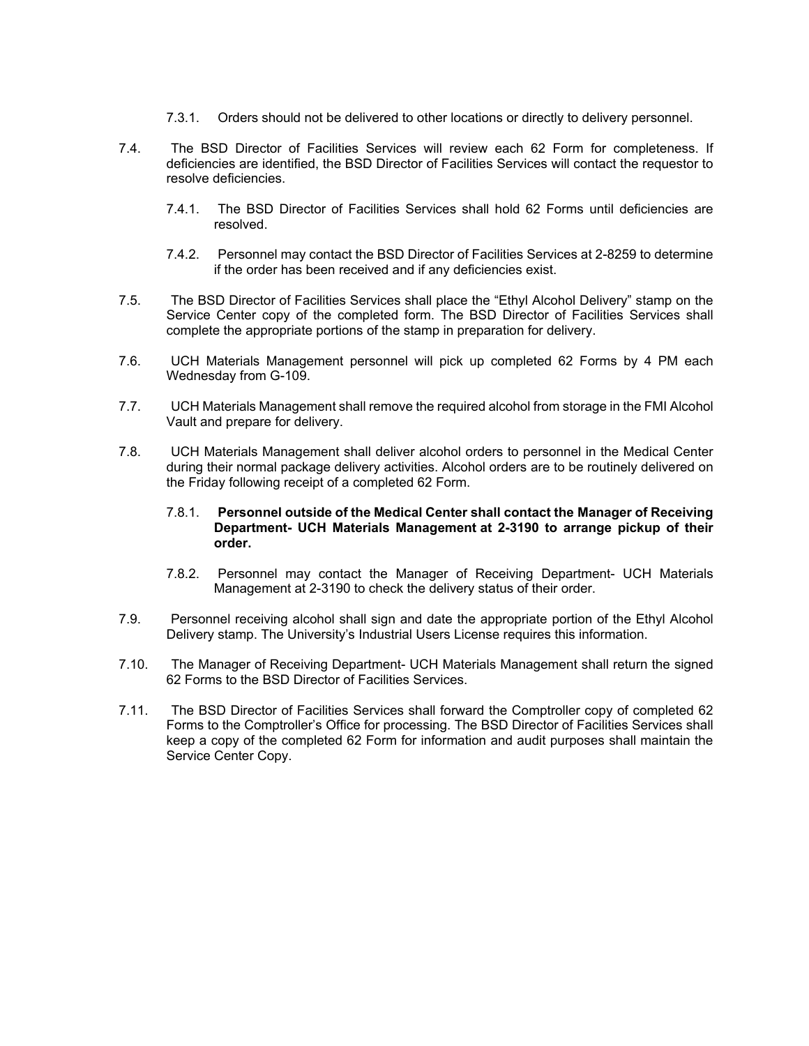7.3.1. Orders should not be delivered to other locations or directly to delivery personnel.

7.4. The BSD Director of Facilities Services will review each 62 Form for completeness. If deficiencies are identified, the BSD Director of Facilities Services will contact the requestor to resolve deficiencies.

7.4.1. The BSD Director of Facilities Services shall hold 62 Forms until deficiencies are resolved.

7.4.2. Personnel may contact the BSD Director of Facilities Services at 2-8259 to determine if the order has been received and if any deficiencies exist.

7.5. The BSD Director of Facilities Services shall place the "Ethyl Alcohol Delivery" stamp on the Service Center copy of the completed form. The BSD Director of Facilities Services shall complete the appropriate portions of the stamp in preparation for delivery.

7.6. UCH Materials Management personnel will pick up completed 62 Forms by 4 PM each Wednesday from G-109.

7.7. UCH Materials Management shall remove the required alcohol from storage in the FMI Alcohol Vault and prepare for delivery.

7.8. UCH Materials Management shall deliver alcohol orders to personnel in the Medical Center during their normal package delivery activities. Alcohol orders are to be routinely delivered on the Friday following receipt of a completed 62 Form.

7.8.1. **Personnel outside of the Medical Center shall contact the Manager of Receiving Department- UCH Materials Management at 2-3190 to arrange pickup of their order.**

7.8.2. Personnel may contact the Manager of Receiving Department- UCH Materials Management at 2-3190 to check the delivery status of their order.

7.9. Personnel receiving alcohol shall sign and date the appropriate portion of the Ethyl Alcohol Delivery stamp. The University's Industrial Users License requires this information.

7.10. The Manager of Receiving Department- UCH Materials Management shall return the signed 62 Forms to the BSD Director of Facilities Services.

7.11. The BSD Director of Facilities Services shall forward the Comptroller copy of completed 62 Forms to the Comptroller's Office for processing. The BSD Director of Facilities Services shall keep a copy of the completed 62 Form for information and audit purposes shall maintain the Service Center Copy.